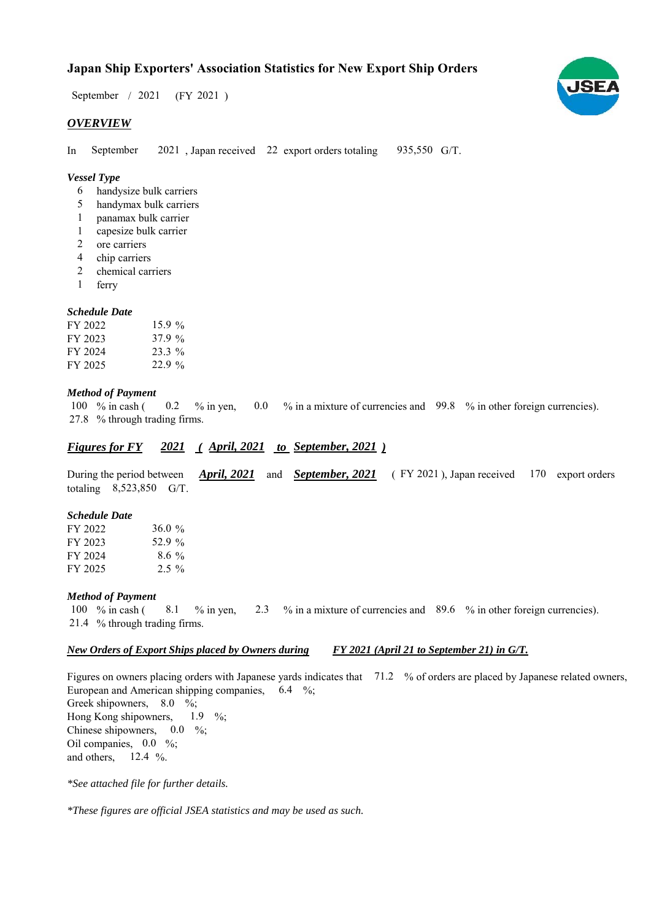# Japan Ship Exporters' Association Statistics for New Export Ship Orders

September / 2021 (FY 2021 )

## *OVERVIEW*

In September 2021 , Japan received 22 export orders totaling 935,550 G/T.

### *Vessel Type*

- 6 handysize bulk carriers
- 5 handymax bulk carriers
- 1 panamax bulk carrier
- 1 capesize bulk carrier
- 2 ore carriers
- 4 chip carriers
- 2 chemical carriers
- 1 ferry

### *Schedule Date*

| | |
|---|---|
| FY 2022 | 15.9 % |
| FY 2023 | 37.9 % |
| FY 2024 | 23.3 % |
| FY 2025 | 22.9 % |

### *Method of Payment*

100 % in cash ( 0.2 % in yen, 0.0 % in a mixture of currencies and 99.8 % in other foreign currencies).
27.8 % through trading firms.

## *Figures for FY 2021 ( April, 2021 to September, 2021 )*

During the period between ***April, 2021*** and ***September, 2021*** ( FY 2021 ), Japan received 170 export orders totaling 8,523,850 G/T.

### *Schedule Date*

| | |
|---|---|
| FY 2022 | 36.0 % |
| FY 2023 | 52.9 % |
| FY 2024 | 8.6 % |
| FY 2025 | 2.5 % |

### *Method of Payment*

100 % in cash ( 8.1 % in yen, 2.3 % in a mixture of currencies and 89.6 % in other foreign currencies).
21.4 % through trading firms.

### *New Orders of Export Ships placed by Owners during FY 2021 (April 21 to September 21) in G/T.*

Figures on owners placing orders with Japanese yards indicates that 71.2 % of orders are placed by Japanese related owners,
European and American shipping companies, 6.4 %;
Greek shipowners, 8.0 %;
Hong Kong shipowners, 1.9 %;
Chinese shipowners, 0.0 %;
Oil companies, 0.0 %;
and others, 12.4 %.

*\*See attached file for further details.*

*\*These figures are official JSEA statistics and may be used as such.*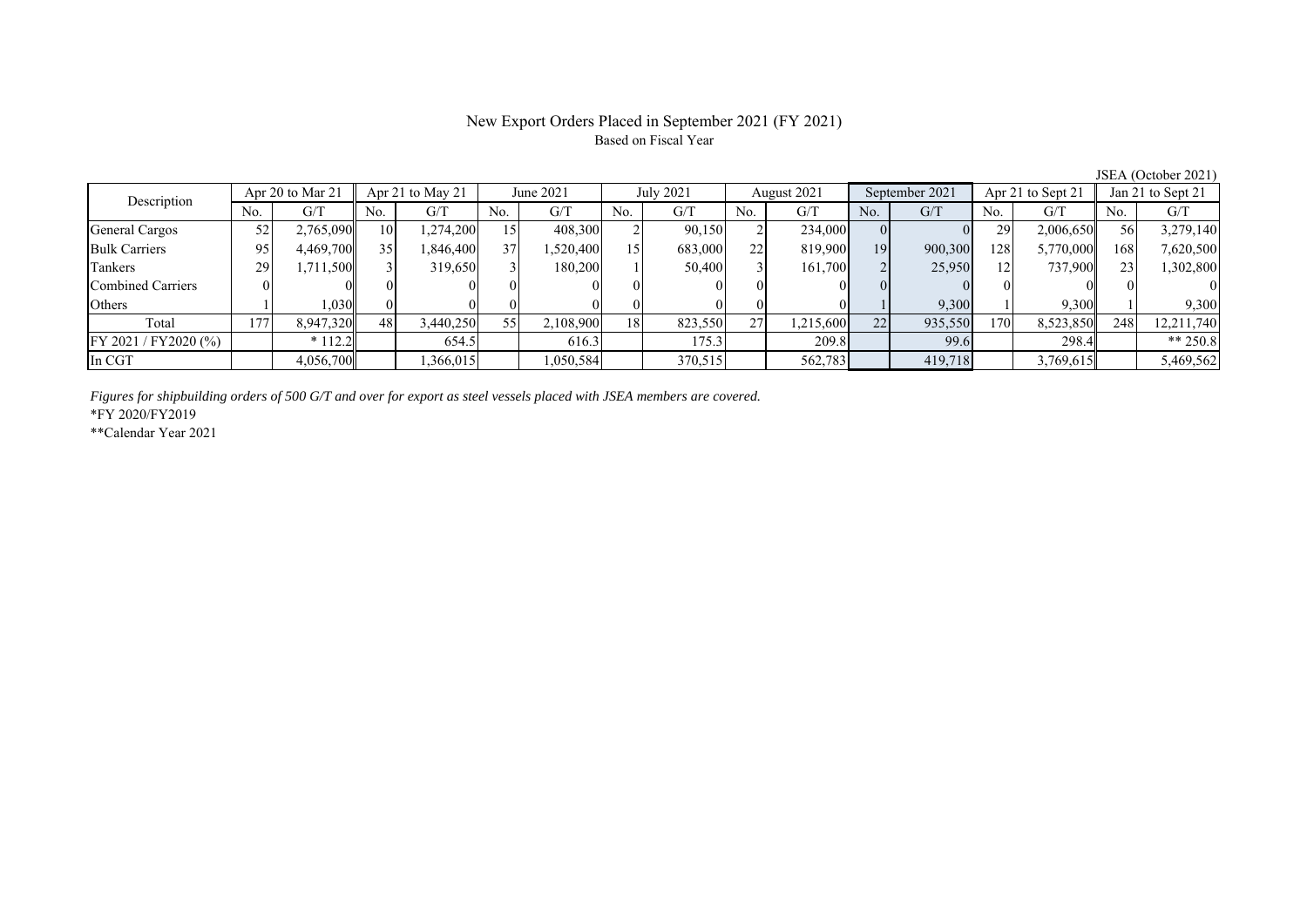# New Export Orders Placed in September 2021 (FY 2021)

Based on Fiscal Year

JSEA (October 2021)

| Description | Apr 20 to Mar 21 | | Apr 21 to May 21 | | June 2021 | | July 2021 | | August 2021 | | September 2021 | | Apr 21 to Sept 21 | | Jan 21 to Sept 21 | |
|---|---|---|---|---|---|---|---|---|---|---|---|---|---|---|---|---|
| | No. | G/T | No. | G/T | No. | G/T | No. | G/T | No. | G/T | No. | G/T | No. | G/T | No. | G/T |
| General Cargos | 52 | 2,765,090 | 10 | 1,274,200 | 15 | 408,300 | 2 | 90,150 | 2 | 234,000 | 0 | 0 | 29 | 2,006,650 | 56 | 3,279,140 |
| Bulk Carriers | 95 | 4,469,700 | 35 | 1,846,400 | 37 | 1,520,400 | 15 | 683,000 | 22 | 819,900 | 19 | 900,300 | 128 | 5,770,000 | 168 | 7,620,500 |
| Tankers | 29 | 1,711,500 | 3 | 319,650 | 3 | 180,200 | 1 | 50,400 | 3 | 161,700 | 2 | 25,950 | 12 | 737,900 | 23 | 1,302,800 |
| Combined Carriers | 0 | 0 | 0 | 0 | 0 | 0 | 0 | 0 | 0 | 0 | 0 | 0 | 0 | 0 | 0 | 0 |
| Others | 1 | 1,030 | 0 | 0 | 0 | 0 | 0 | 0 | 0 | 0 | 1 | 9,300 | 1 | 9,300 | 1 | 9,300 |
| Total | 177 | 8,947,320 | 48 | 3,440,250 | 55 | 2,108,900 | 18 | 823,550 | 27 | 1,215,600 | 22 | 935,550 | 170 | 8,523,850 | 248 | 12,211,740 |
| FY 2021 / FY2020 (%) | | * 112.2 | | 654.5 | | 616.3 | | 175.3 | | 209.8 | | 99.6 | | 298.4 | | ** 250.8 |
| In CGT | | 4,056,700 | | 1,366,015 | | 1,050,584 | | 370,515 | | 562,783 | | 419,718 | | 3,769,615 | | 5,469,562 |

*Figures for shipbuilding orders of 500 G/T and over for export as steel vessels placed with JSEA members are covered.*

*FY 2020/FY2019

**Calendar Year 2021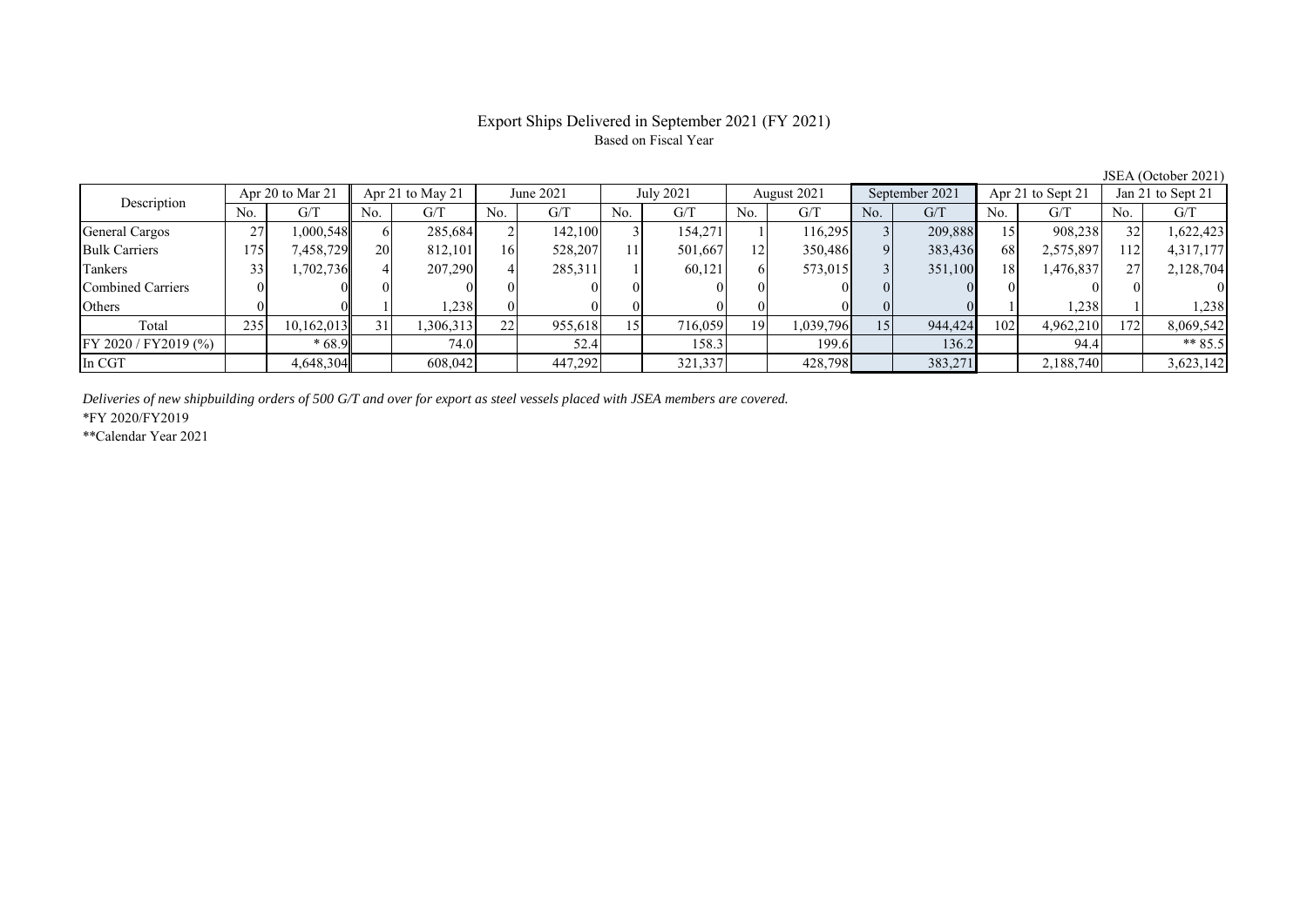# Export Ships Delivered in September 2021 (FY 2021)

Based on Fiscal Year

JSEA (October 2021)

| Description | Apr 20 to Mar 21 | | Apr 21 to May 21 | | June 2021 | | July 2021 | | August 2021 | | September 2021 | | Apr 21 to Sept 21 | | Jan 21 to Sept 21 | |
|---|---|---|---|---|---|---|---|---|---|---|---|---|---|---|---|---|
| | No. | G/T | No. | G/T | No. | G/T | No. | G/T | No. | G/T | No. | G/T | No. | G/T | No. | G/T |
| General Cargos | 27 | 1,000,548 | 6 | 285,684 | 2 | 142,100 | 3 | 154,271 | 1 | 116,295 | 3 | 209,888 | 15 | 908,238 | 32 | 1,622,423 |
| Bulk Carriers | 175 | 7,458,729 | 20 | 812,101 | 16 | 528,207 | 11 | 501,667 | 12 | 350,486 | 9 | 383,436 | 68 | 2,575,897 | 112 | 4,317,177 |
| Tankers | 33 | 1,702,736 | 4 | 207,290 | 4 | 285,311 | 1 | 60,121 | 6 | 573,015 | 3 | 351,100 | 18 | 1,476,837 | 27 | 2,128,704 |
| Combined Carriers | 0 | 0 | 0 | 0 | 0 | 0 | 0 | 0 | 0 | 0 | 0 | 0 | 0 | 0 | 0 | 0 |
| Others | 0 | 0 | 1 | 1,238 | 0 | 0 | 0 | 0 | 0 | 0 | 0 | 0 | 1 | 1,238 | 1 | 1,238 |
| Total | 235 | 10,162,013 | 31 | 1,306,313 | 22 | 955,618 | 15 | 716,059 | 19 | 1,039,796 | 15 | 944,424 | 102 | 4,962,210 | 172 | 8,069,542 |
| FY 2020 / FY2019 (%) | | * 68.9 | | 74.0 | | 52.4 | | 158.3 | | 199.6 | | 136.2 | | 94.4 | | ** 85.5 |
| In CGT | | 4,648,304 | | 608,042 | | 447,292 | | 321,337 | | 428,798 | | 383,271 | | 2,188,740 | | 3,623,142 |

*Deliveries of new shipbuilding orders of 500 G/T and over for export as steel vessels placed with JSEA members are covered.*

*FY 2020/FY2019

**Calendar Year 2021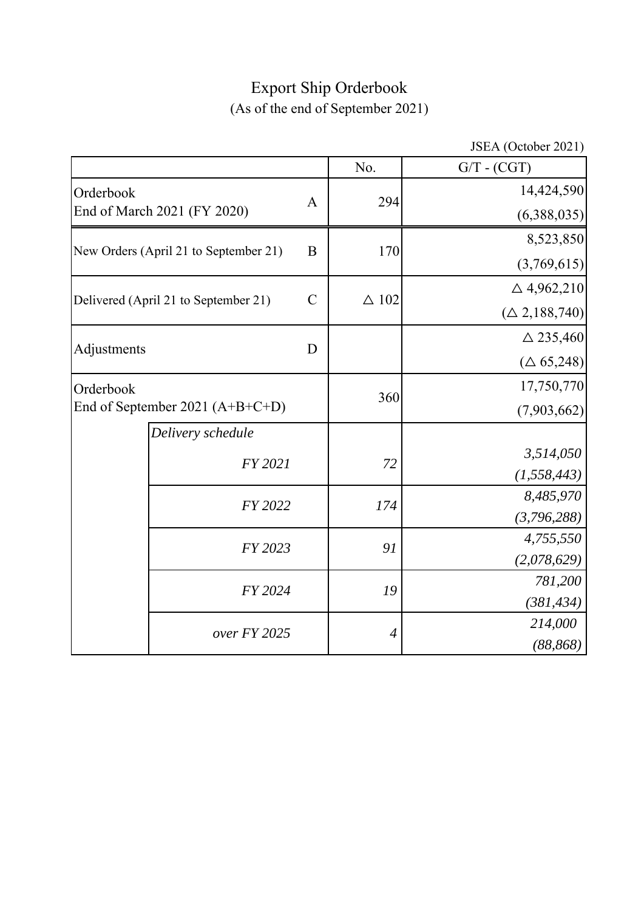# Export Ship Orderbook

(As of the end of September 2021)

JSEA (October 2021)

| | | | No. | G/T - (CGT) |
|---|---|---|---|---|
| Orderbook<br>End of March 2021 (FY 2020) | | A | 294 | 14,424,590<br>(6,388,035) |
| New Orders (April 21 to September 21) | | B | 170 | 8,523,850<br>(3,769,615) |
| Delivered (April 21 to September 21) | | C | △ 102 | △ 4,962,210<br>(△ 2,188,740) |
| Adjustments | | D | | △ 235,460<br>(△ 65,248) |
| Orderbook<br>End of September 2021 (A+B+C+D) | | | 360 | 17,750,770<br>(7,903,662) |
| | *Delivery schedule* | | | |
| | *FY 2021* | | *72* | *3,514,050*<br>*(1,558,443)* |
| | *FY 2022* | | *174* | *8,485,970*<br>*(3,796,288)* |
| | *FY 2023* | | *91* | *4,755,550*<br>*(2,078,629)* |
| | *FY 2024* | | *19* | *781,200*<br>*(381,434)* |
| | *over FY 2025* | | *4* | *214,000*<br>*(88,868)* |